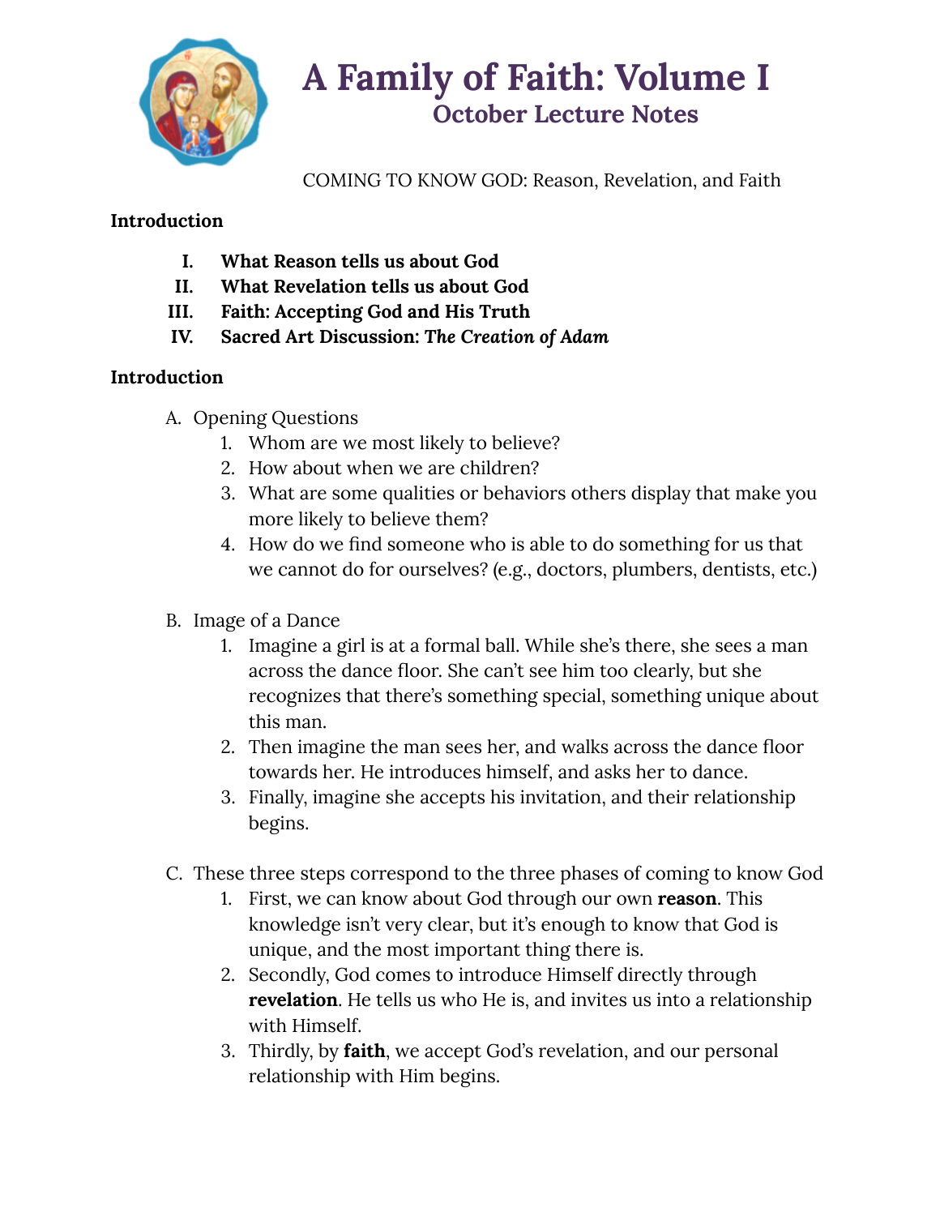# A Family of Faith: Volume I

## October Lecture Notes

COMING TO KNOW GOD: Reason, Revelation, and Faith

**Introduction**

- **I. What Reason tells us about God**
- **II. What Revelation tells us about God**
- **III. Faith: Accepting God and His Truth**
- **IV. Sacred Art Discussion: *The Creation of Adam***

**Introduction**

A. Opening Questions
   1. Whom are we most likely to believe?
   2. How about when we are children?
   3. What are some qualities or behaviors others display that make you more likely to believe them?
   4. How do we find someone who is able to do something for us that we cannot do for ourselves? (e.g., doctors, plumbers, dentists, etc.)

B. Image of a Dance
   1. Imagine a girl is at a formal ball. While she's there, she sees a man across the dance floor. She can't see him too clearly, but she recognizes that there's something special, something unique about this man.
   2. Then imagine the man sees her, and walks across the dance floor towards her. He introduces himself, and asks her to dance.
   3. Finally, imagine she accepts his invitation, and their relationship begins.

C. These three steps correspond to the three phases of coming to know God
   1. First, we can know about God through our own **reason**. This knowledge isn't very clear, but it's enough to know that God is unique, and the most important thing there is.
   2. Secondly, God comes to introduce Himself directly through **revelation**. He tells us who He is, and invites us into a relationship with Himself.
   3. Thirdly, by **faith**, we accept God's revelation, and our personal relationship with Him begins.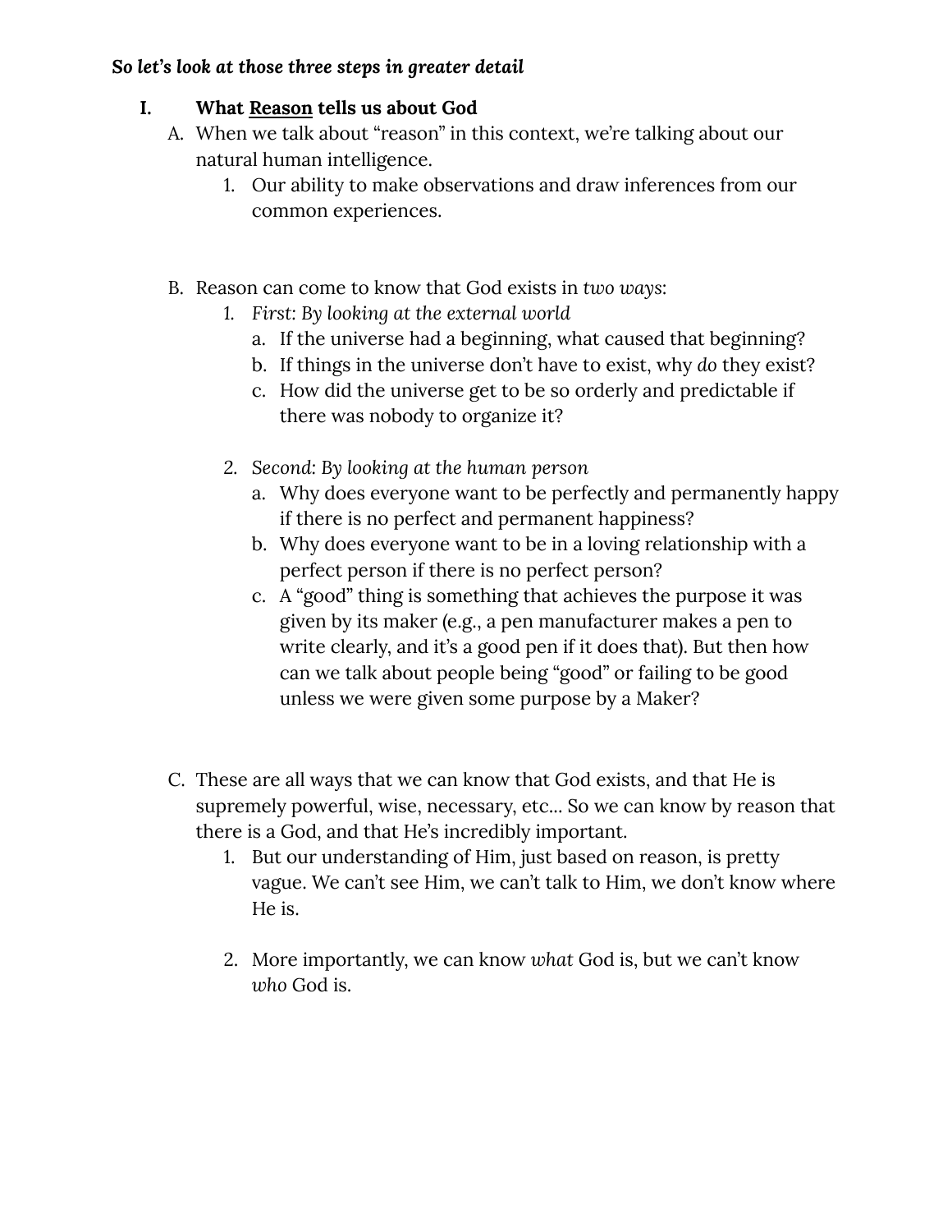***So let's look at those three steps in greater detail***

## I. What <u>Reason</u> tells us about God

A. When we talk about "reason" in this context, we're talking about our natural human intelligence.

   1. Our ability to make observations and draw inferences from our common experiences.

B. Reason can come to know that God exists in *two ways*:

   1. *First: By looking at the external world*
      a. If the universe had a beginning, what caused that beginning?
      b. If things in the universe don't have to exist, why *do* they exist?
      c. How did the universe get to be so orderly and predictable if there was nobody to organize it?

   2. *Second: By looking at the human person*
      a. Why does everyone want to be perfectly and permanently happy if there is no perfect and permanent happiness?
      b. Why does everyone want to be in a loving relationship with a perfect person if there is no perfect person?
      c. A "good" thing is something that achieves the purpose it was given by its maker (e.g., a pen manufacturer makes a pen to write clearly, and it's a good pen if it does that). But then how can we talk about people being "good" or failing to be good unless we were given some purpose by a Maker?

C. These are all ways that we can know that God exists, and that He is supremely powerful, wise, necessary, etc… So we can know by reason that there is a God, and that He's incredibly important.

   1. But our understanding of Him, just based on reason, is pretty vague. We can't see Him, we can't talk to Him, we don't know where He is.

   2. More importantly, we can know *what* God is, but we can't know *who* God is.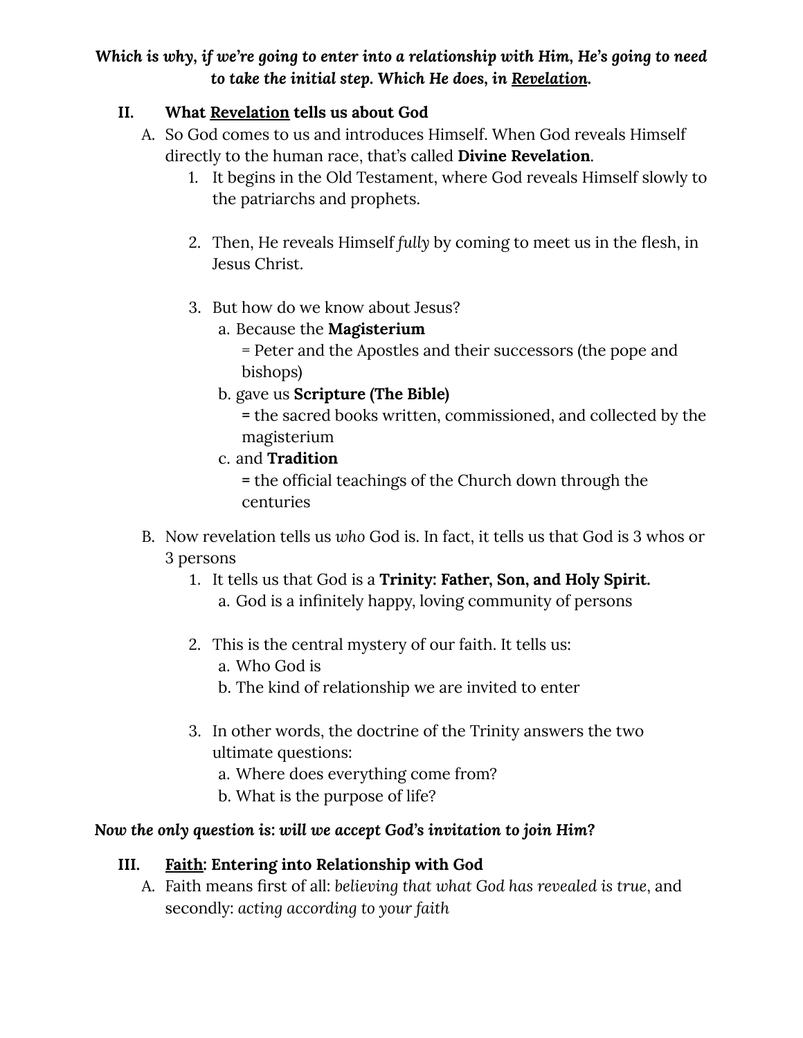***Which is why, if we're going to enter into a relationship with Him, He's going to need to take the initial step. Which He does, in <u>Revelation</u>.***

## II. What <u>Revelation</u> tells us about God

A. So God comes to us and introduces Himself. When God reveals Himself directly to the human race, that's called **Divine Revelation**.

1. It begins in the Old Testament, where God reveals Himself slowly to the patriarchs and prophets.

2. Then, He reveals Himself *fully* by coming to meet us in the flesh, in Jesus Christ.

3. But how do we know about Jesus?
   a. Because the **Magisterium**
      = Peter and the Apostles and their successors (the pope and bishops)
   b. gave us **Scripture (The Bible)**
      = the sacred books written, commissioned, and collected by the magisterium
   c. and **Tradition**
      = the official teachings of the Church down through the centuries

B. Now revelation tells us *who* God is. In fact, it tells us that God is 3 whos or 3 persons

1. It tells us that God is a **Trinity: Father, Son, and Holy Spirit.**
   a. God is a infinitely happy, loving community of persons

2. This is the central mystery of our faith. It tells us:
   a. Who God is
   b. The kind of relationship we are invited to enter

3. In other words, the doctrine of the Trinity answers the two ultimate questions:
   a. Where does everything come from?
   b. What is the purpose of life?

***Now the only question is: will we accept God's invitation to join Him?***

## III. <u>Faith</u>: Entering into Relationship with God

A. Faith means first of all: *believing that what God has revealed is true*, and secondly: *acting according to your faith*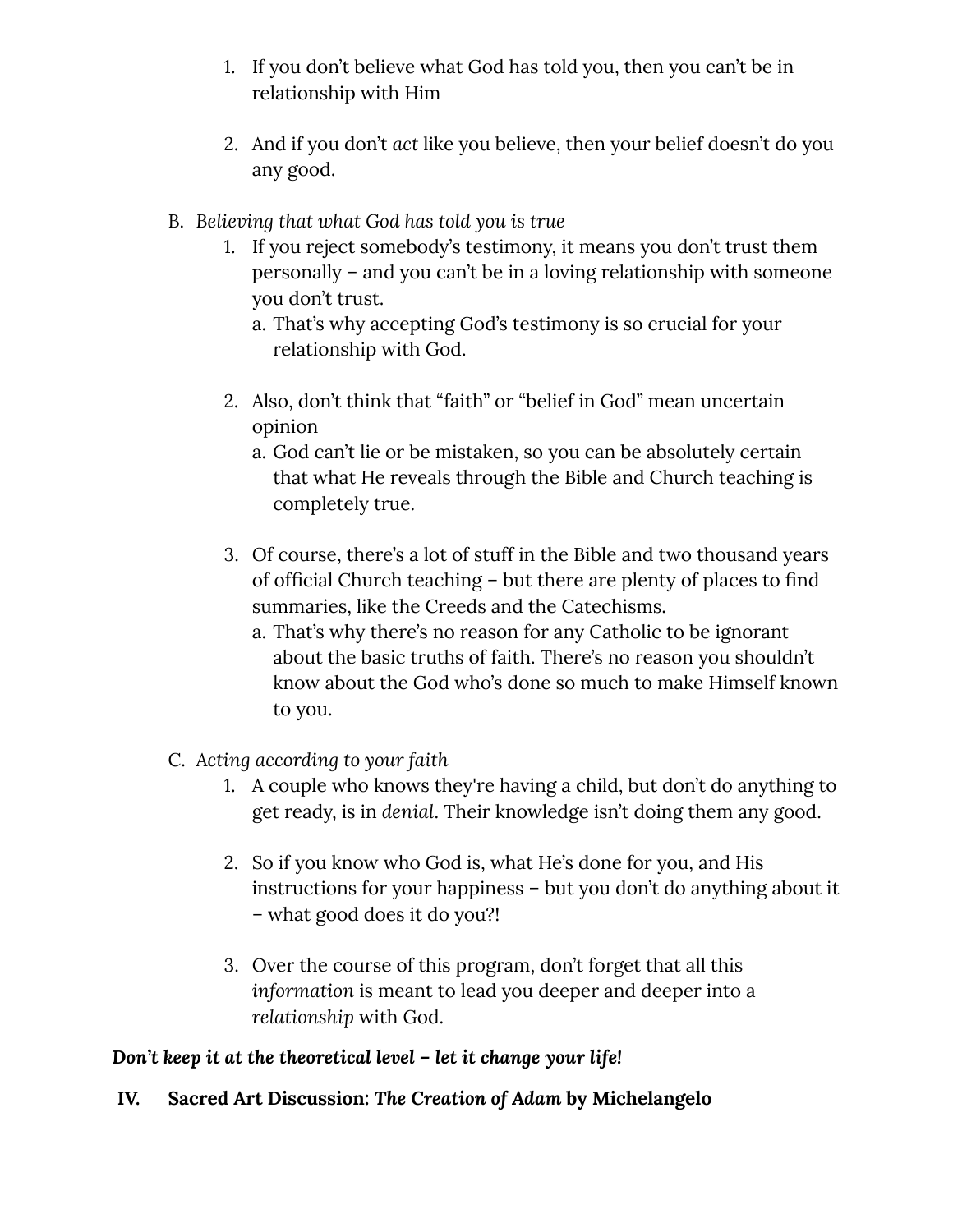1. If you don't believe what God has told you, then you can't be in relationship with Him

2. And if you don't *act* like you believe, then your belief doesn't do you any good.

B. *Believing that what God has told you is true*

1. If you reject somebody's testimony, it means you don't trust them personally – and you can't be in a loving relationship with someone you don't trust.
   a. That's why accepting God's testimony is so crucial for your relationship with God.

2. Also, don't think that "faith" or "belief in God" mean uncertain opinion
   a. God can't lie or be mistaken, so you can be absolutely certain that what He reveals through the Bible and Church teaching is completely true.

3. Of course, there's a lot of stuff in the Bible and two thousand years of official Church teaching – but there are plenty of places to find summaries, like the Creeds and the Catechisms.
   a. That's why there's no reason for any Catholic to be ignorant about the basic truths of faith. There's no reason you shouldn't know about the God who's done so much to make Himself known to you.

C. *Acting according to your faith*

1. A couple who knows they're having a child, but don't do anything to get ready, is in *denial*. Their knowledge isn't doing them any good.

2. So if you know who God is, what He's done for you, and His instructions for your happiness – but you don't do anything about it – what good does it do you?!

3. Over the course of this program, don't forget that all this *information* is meant to lead you deeper and deeper into a *relationship* with God.

***Don't keep it at the theoretical level – let it change your life!***

**IV. Sacred Art Discussion: *The Creation of Adam* by Michelangelo**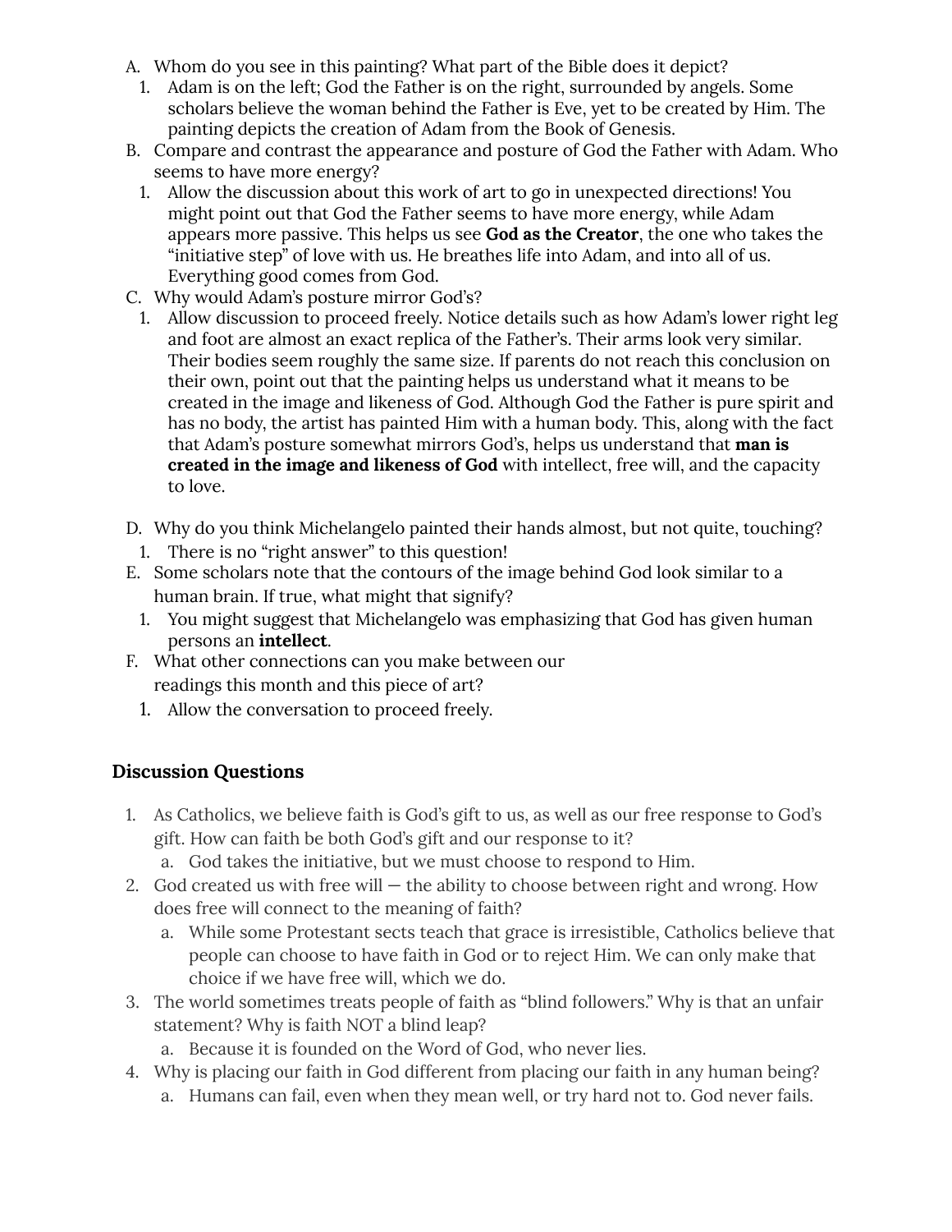A. Whom do you see in this painting? What part of the Bible does it depict?
    1. Adam is on the left; God the Father is on the right, surrounded by angels. Some scholars believe the woman behind the Father is Eve, yet to be created by Him. The painting depicts the creation of Adam from the Book of Genesis.

B. Compare and contrast the appearance and posture of God the Father with Adam. Who seems to have more energy?
    1. Allow the discussion about this work of art to go in unexpected directions! You might point out that God the Father seems to have more energy, while Adam appears more passive. This helps us see **God as the Creator**, the one who takes the "initiative step" of love with us. He breathes life into Adam, and into all of us. Everything good comes from God.

C. Why would Adam's posture mirror God's?
    1. Allow discussion to proceed freely. Notice details such as how Adam's lower right leg and foot are almost an exact replica of the Father's. Their arms look very similar. Their bodies seem roughly the same size. If parents do not reach this conclusion on their own, point out that the painting helps us understand what it means to be created in the image and likeness of God. Although God the Father is pure spirit and has no body, the artist has painted Him with a human body. This, along with the fact that Adam's posture somewhat mirrors God's, helps us understand that **man is created in the image and likeness of God** with intellect, free will, and the capacity to love.

D. Why do you think Michelangelo painted their hands almost, but not quite, touching?
    1. There is no "right answer" to this question!

E. Some scholars note that the contours of the image behind God look similar to a human brain. If true, what might that signify?
    1. You might suggest that Michelangelo was emphasizing that God has given human persons an **intellect**.

F. What other connections can you make between our readings this month and this piece of art?
    1. Allow the conversation to proceed freely.

## Discussion Questions

1. As Catholics, we believe faith is God's gift to us, as well as our free response to God's gift. How can faith be both God's gift and our response to it?
    a. God takes the initiative, but we must choose to respond to Him.
2. God created us with free will — the ability to choose between right and wrong. How does free will connect to the meaning of faith?
    a. While some Protestant sects teach that grace is irresistible, Catholics believe that people can choose to have faith in God or to reject Him. We can only make that choice if we have free will, which we do.
3. The world sometimes treats people of faith as "blind followers." Why is that an unfair statement? Why is faith NOT a blind leap?
    a. Because it is founded on the Word of God, who never lies.
4. Why is placing our faith in God different from placing our faith in any human being?
    a. Humans can fail, even when they mean well, or try hard not to. God never fails.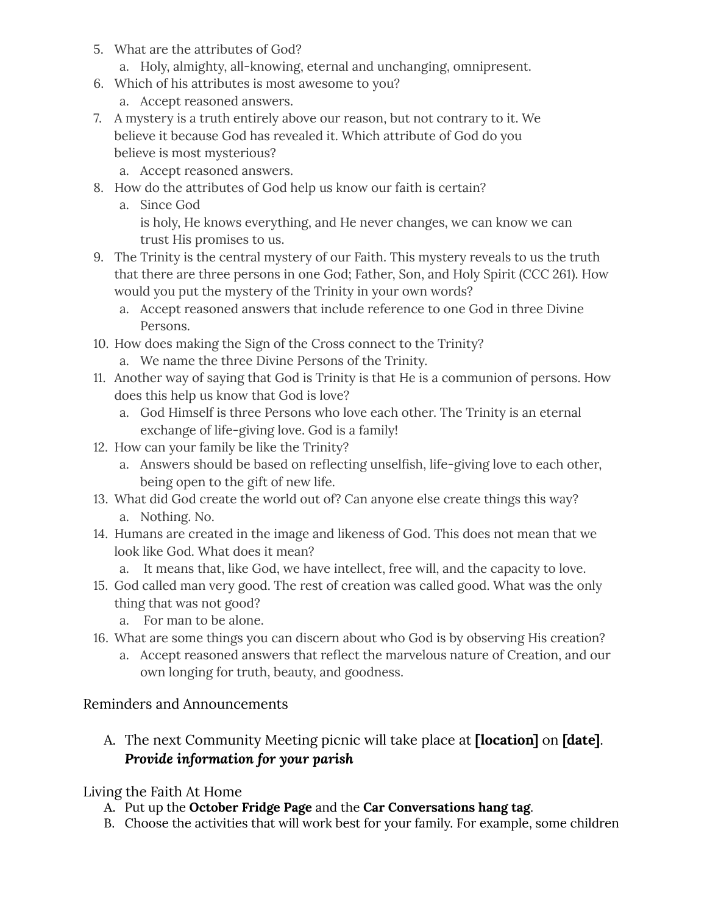5. What are the attributes of God?
    a. Holy, almighty, all-knowing, eternal and unchanging, omnipresent.
6. Which of his attributes is most awesome to you?
    a. Accept reasoned answers.
7. A mystery is a truth entirely above our reason, but not contrary to it. We believe it because God has revealed it. Which attribute of God do you believe is most mysterious?
    a. Accept reasoned answers.
8. How do the attributes of God help us know our faith is certain?
    a. Since God is holy, He knows everything, and He never changes, we can know we can trust His promises to us.
9. The Trinity is the central mystery of our Faith. This mystery reveals to us the truth that there are three persons in one God; Father, Son, and Holy Spirit (CCC 261). How would you put the mystery of the Trinity in your own words?
    a. Accept reasoned answers that include reference to one God in three Divine Persons.
10. How does making the Sign of the Cross connect to the Trinity?
    a. We name the three Divine Persons of the Trinity.
11. Another way of saying that God is Trinity is that He is a communion of persons. How does this help us know that God is love?
    a. God Himself is three Persons who love each other. The Trinity is an eternal exchange of life-giving love. God is a family!
12. How can your family be like the Trinity?
    a. Answers should be based on reflecting unselfish, life-giving love to each other, being open to the gift of new life.
13. What did God create the world out of? Can anyone else create things this way?
    a. Nothing. No.
14. Humans are created in the image and likeness of God. This does not mean that we look like God. What does it mean?
    a. It means that, like God, we have intellect, free will, and the capacity to love.
15. God called man very good. The rest of creation was called good. What was the only thing that was not good?
    a. For man to be alone.
16. What are some things you can discern about who God is by observing His creation?
    a. Accept reasoned answers that reflect the marvelous nature of Creation, and our own longing for truth, beauty, and goodness.

Reminders and Announcements

A. The next Community Meeting picnic will take place at **[location]** on **[date]**. ***Provide information for your parish***

Living the Faith At Home

A. Put up the **October Fridge Page** and the **Car Conversations hang tag**.
B. Choose the activities that will work best for your family. For example, some children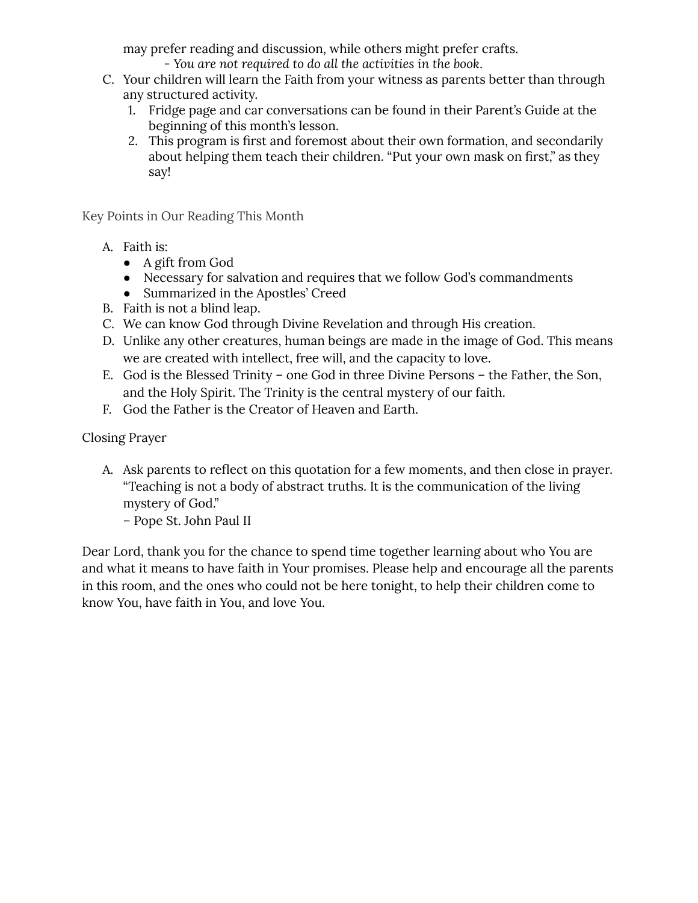may prefer reading and discussion, while others might prefer crafts.
- *You are not required to do all the activities in the book.*

C. Your children will learn the Faith from your witness as parents better than through any structured activity.
   1. Fridge page and car conversations can be found in their Parent's Guide at the beginning of this month's lesson.
   2. This program is first and foremost about their own formation, and secondarily about helping them teach their children. "Put your own mask on first," as they say!

## Key Points in Our Reading This Month

A. Faith is:
   - A gift from God
   - Necessary for salvation and requires that we follow God's commandments
   - Summarized in the Apostles' Creed

B. Faith is not a blind leap.

C. We can know God through Divine Revelation and through His creation.

D. Unlike any other creatures, human beings are made in the image of God. This means we are created with intellect, free will, and the capacity to love.

E. God is the Blessed Trinity – one God in three Divine Persons – the Father, the Son, and the Holy Spirit. The Trinity is the central mystery of our faith.

F. God the Father is the Creator of Heaven and Earth.

## Closing Prayer

A. Ask parents to reflect on this quotation for a few moments, and then close in prayer.
   "Teaching is not a body of abstract truths. It is the communication of the living mystery of God."
   – Pope St. John Paul II

Dear Lord, thank you for the chance to spend time together learning about who You are and what it means to have faith in Your promises. Please help and encourage all the parents in this room, and the ones who could not be here tonight, to help their children come to know You, have faith in You, and love You.